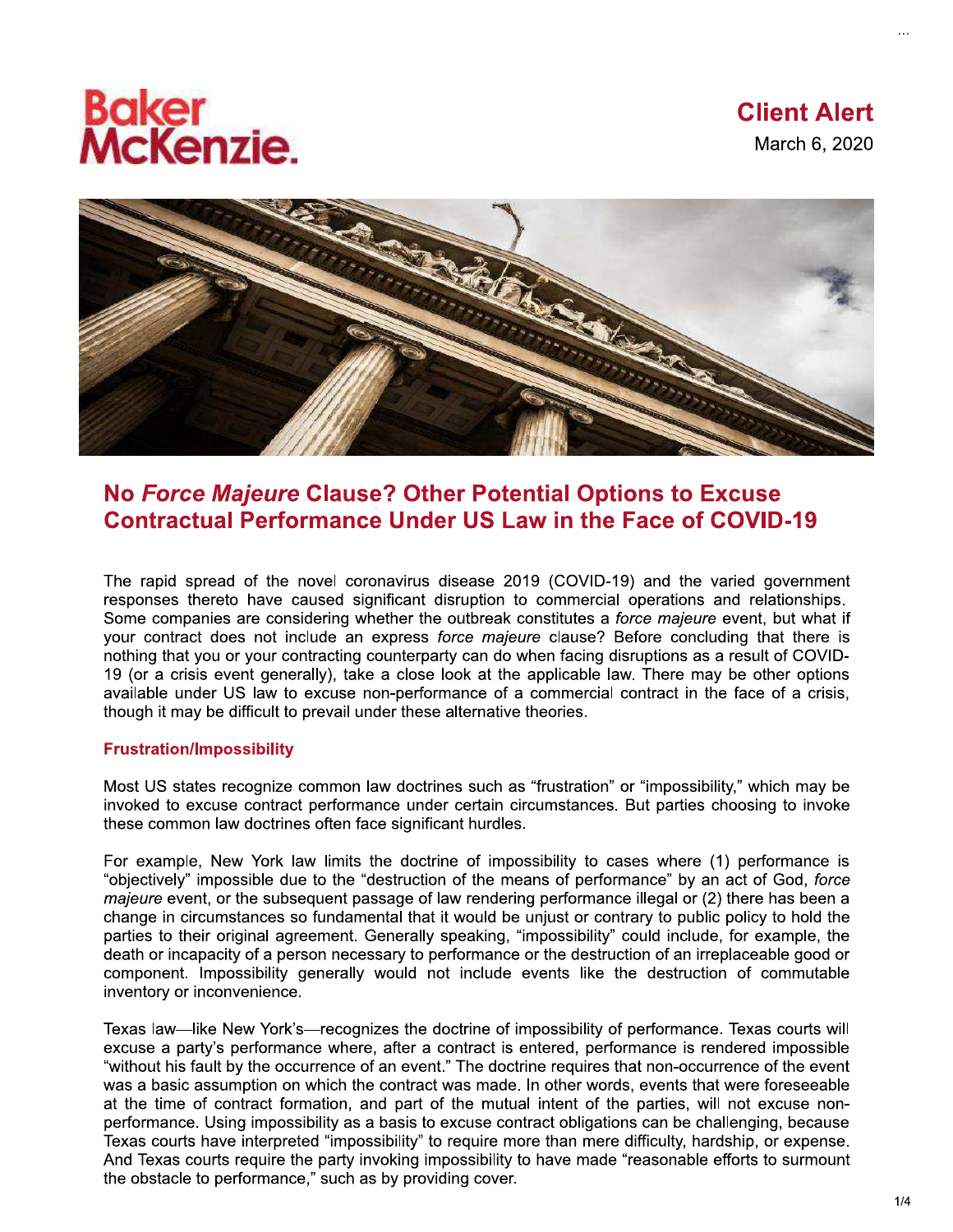Baker McKenzie.

Client Alert
March 6, 2020

# No *Force Majeure* Clause? Other Potential Options to Excuse Contractual Performance Under US Law in the Face of COVID-19

The rapid spread of the novel coronavirus disease 2019 (COVID-19) and the varied government responses thereto have caused significant disruption to commercial operations and relationships. Some companies are considering whether the outbreak constitutes a *force majeure* event, but what if your contract does not include an express *force majeure* clause? Before concluding that there is nothing that you or your contracting counterparty can do when facing disruptions as a result of COVID-19 (or a crisis event generally), take a close look at the applicable law. There may be other options available under US law to excuse non-performance of a commercial contract in the face of a crisis, though it may be difficult to prevail under these alternative theories.

## Frustration/Impossibility

Most US states recognize common law doctrines such as "frustration" or "impossibility," which may be invoked to excuse contract performance under certain circumstances. But parties choosing to invoke these common law doctrines often face significant hurdles.

For example, New York law limits the doctrine of impossibility to cases where (1) performance is "objectively" impossible due to the "destruction of the means of performance" by an act of God, *force majeure* event, or the subsequent passage of law rendering performance illegal or (2) there has been a change in circumstances so fundamental that it would be unjust or contrary to public policy to hold the parties to their original agreement. Generally speaking, "impossibility" could include, for example, the death or incapacity of a person necessary to performance or the destruction of an irreplaceable good or component. Impossibility generally would not include events like the destruction of commutable inventory or inconvenience.

Texas law—like New York's—recognizes the doctrine of impossibility of performance. Texas courts will excuse a party's performance where, after a contract is entered, performance is rendered impossible "without his fault by the occurrence of an event." The doctrine requires that non-occurrence of the event was a basic assumption on which the contract was made. In other words, events that were foreseeable at the time of contract formation, and part of the mutual intent of the parties, will not excuse non-performance. Using impossibility as a basis to excuse contract obligations can be challenging, because Texas courts have interpreted "impossibility" to require more than mere difficulty, hardship, or expense. And Texas courts require the party invoking impossibility to have made "reasonable efforts to surmount the obstacle to performance," such as by providing cover.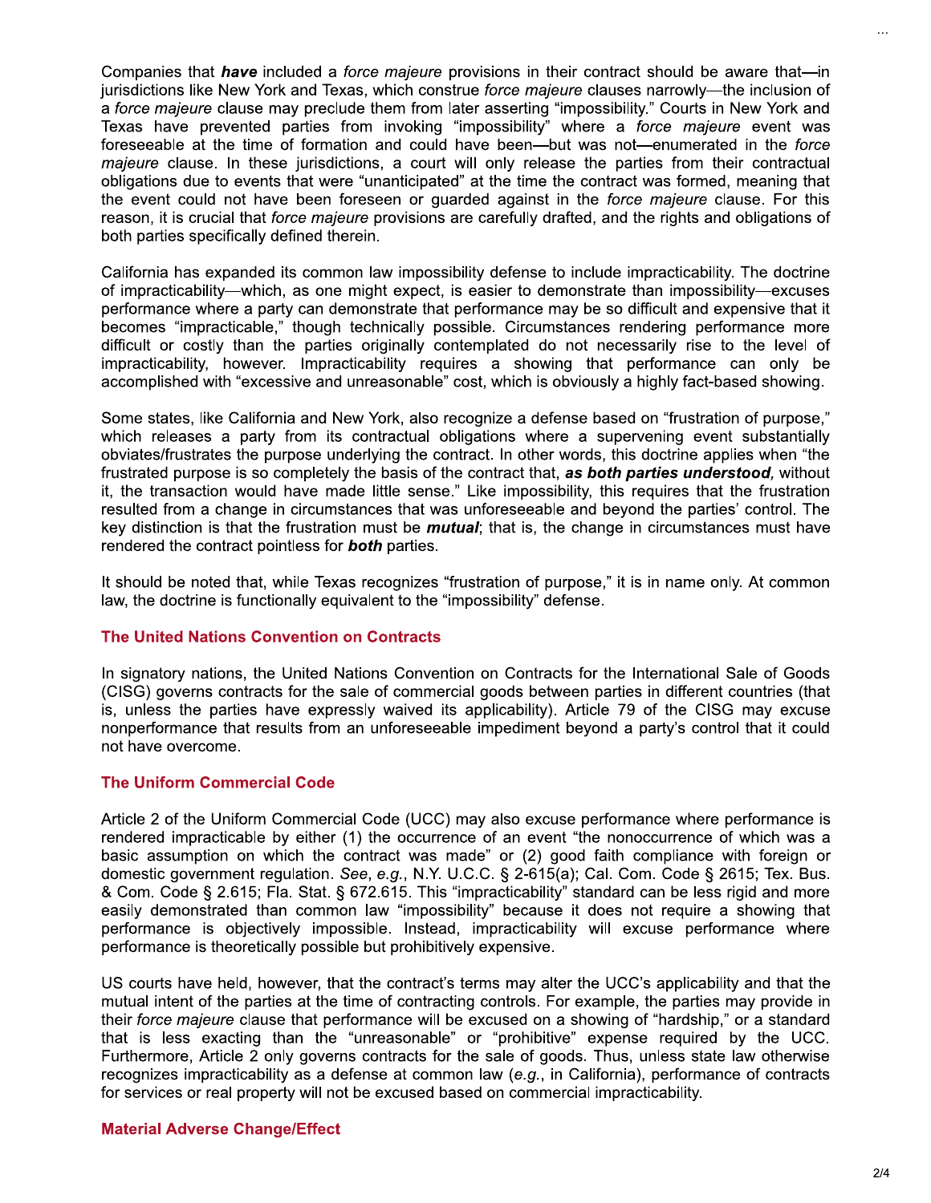Companies that ***have*** included a *force majeure* provisions in their contract should be aware that—in jurisdictions like New York and Texas, which construe *force majeure* clauses narrowly—the inclusion of a *force majeure* clause may preclude them from later asserting "impossibility." Courts in New York and Texas have prevented parties from invoking "impossibility" where a *force majeure* event was foreseeable at the time of formation and could have been—but was not—enumerated in the *force majeure* clause. In these jurisdictions, a court will only release the parties from their contractual obligations due to events that were "unanticipated" at the time the contract was formed, meaning that the event could not have been foreseen or guarded against in the *force majeure* clause. For this reason, it is crucial that *force majeure* provisions are carefully drafted, and the rights and obligations of both parties specifically defined therein.

California has expanded its common law impossibility defense to include impracticability. The doctrine of impracticability—which, as one might expect, is easier to demonstrate than impossibility—excuses performance where a party can demonstrate that performance may be so difficult and expensive that it becomes "impracticable," though technically possible. Circumstances rendering performance more difficult or costly than the parties originally contemplated do not necessarily rise to the level of impracticability, however. Impracticability requires a showing that performance can only be accomplished with "excessive and unreasonable" cost, which is obviously a highly fact-based showing.

Some states, like California and New York, also recognize a defense based on "frustration of purpose," which releases a party from its contractual obligations where a supervening event substantially obviates/frustrates the purpose underlying the contract. In other words, this doctrine applies when "the frustrated purpose is so completely the basis of the contract that, ***as both parties understood,*** without it, the transaction would have made little sense." Like impossibility, this requires that the frustration resulted from a change in circumstances that was unforeseeable and beyond the parties' control. The key distinction is that the frustration must be ***mutual***; that is, the change in circumstances must have rendered the contract pointless for ***both*** parties.

It should be noted that, while Texas recognizes "frustration of purpose," it is in name only. At common law, the doctrine is functionally equivalent to the "impossibility" defense.

### The United Nations Convention on Contracts

In signatory nations, the United Nations Convention on Contracts for the International Sale of Goods (CISG) governs contracts for the sale of commercial goods between parties in different countries (that is, unless the parties have expressly waived its applicability). Article 79 of the CISG may excuse nonperformance that results from an unforeseeable impediment beyond a party's control that it could not have overcome.

### The Uniform Commercial Code

Article 2 of the Uniform Commercial Code (UCC) may also excuse performance where performance is rendered impracticable by either (1) the occurrence of an event "the nonoccurrence of which was a basic assumption on which the contract was made" or (2) good faith compliance with foreign or domestic government regulation. *See*, *e.g.*, N.Y. U.C.C. § 2-615(a); Cal. Com. Code § 2615; Tex. Bus. & Com. Code § 2.615; Fla. Stat. § 672.615. This "impracticability" standard can be less rigid and more easily demonstrated than common law "impossibility" because it does not require a showing that performance is objectively impossible. Instead, impracticability will excuse performance where performance is theoretically possible but prohibitively expensive.

US courts have held, however, that the contract's terms may alter the UCC's applicability and that the mutual intent of the parties at the time of contracting controls. For example, the parties may provide in their *force majeure* clause that performance will be excused on a showing of "hardship," or a standard that is less exacting than the "unreasonable" or "prohibitive" expense required by the UCC. Furthermore, Article 2 only governs contracts for the sale of goods. Thus, unless state law otherwise recognizes impracticability as a defense at common law (*e.g.*, in California), performance of contracts for services or real property will not be excused based on commercial impracticability.

### Material Adverse Change/Effect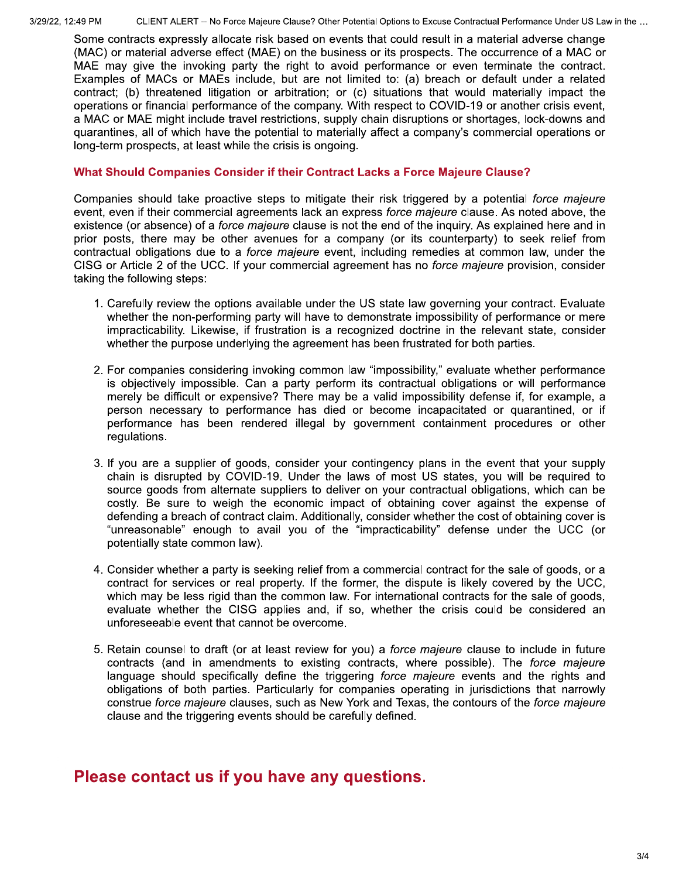Some contracts expressly allocate risk based on events that could result in a material adverse change (MAC) or material adverse effect (MAE) on the business or its prospects. The occurrence of a MAC or MAE may give the invoking party the right to avoid performance or even terminate the contract. Examples of MACs or MAEs include, but are not limited to: (a) breach or default under a related contract; (b) threatened litigation or arbitration; or (c) situations that would materially impact the operations or financial performance of the company. With respect to COVID-19 or another crisis event, a MAC or MAE might include travel restrictions, supply chain disruptions or shortages, lock-downs and quarantines, all of which have the potential to materially affect a company's commercial operations or long-term prospects, at least while the crisis is ongoing.

### What Should Companies Consider if their Contract Lacks a Force Majeure Clause?

Companies should take proactive steps to mitigate their risk triggered by a potential *force majeure* event, even if their commercial agreements lack an express *force majeure* clause. As noted above, the existence (or absence) of a *force majeure* clause is not the end of the inquiry. As explained here and in prior posts, there may be other avenues for a company (or its counterparty) to seek relief from contractual obligations due to a *force majeure* event, including remedies at common law, under the CISG or Article 2 of the UCC. If your commercial agreement has no *force majeure* provision, consider taking the following steps:

1. Carefully review the options available under the US state law governing your contract. Evaluate whether the non-performing party will have to demonstrate impossibility of performance or mere impracticability. Likewise, if frustration is a recognized doctrine in the relevant state, consider whether the purpose underlying the agreement has been frustrated for both parties.

2. For companies considering invoking common law "impossibility," evaluate whether performance is objectively impossible. Can a party perform its contractual obligations or will performance merely be difficult or expensive? There may be a valid impossibility defense if, for example, a person necessary to performance has died or become incapacitated or quarantined, or if performance has been rendered illegal by government containment procedures or other regulations.

3. If you are a supplier of goods, consider your contingency plans in the event that your supply chain is disrupted by COVID-19. Under the laws of most US states, you will be required to source goods from alternate suppliers to deliver on your contractual obligations, which can be costly. Be sure to weigh the economic impact of obtaining cover against the expense of defending a breach of contract claim. Additionally, consider whether the cost of obtaining cover is "unreasonable" enough to avail you of the "impracticability" defense under the UCC (or potentially state common law).

4. Consider whether a party is seeking relief from a commercial contract for the sale of goods, or a contract for services or real property. If the former, the dispute is likely covered by the UCC, which may be less rigid than the common law. For international contracts for the sale of goods, evaluate whether the CISG applies and, if so, whether the crisis could be considered an unforeseeable event that cannot be overcome.

5. Retain counsel to draft (or at least review for you) a *force majeure* clause to include in future contracts (and in amendments to existing contracts, where possible). The *force majeure* language should specifically define the triggering *force majeure* events and the rights and obligations of both parties. Particularly for companies operating in jurisdictions that narrowly construe *force majeure* clauses, such as New York and Texas, the contours of the *force majeure* clause and the triggering events should be carefully defined.

## Please contact us if you have any questions.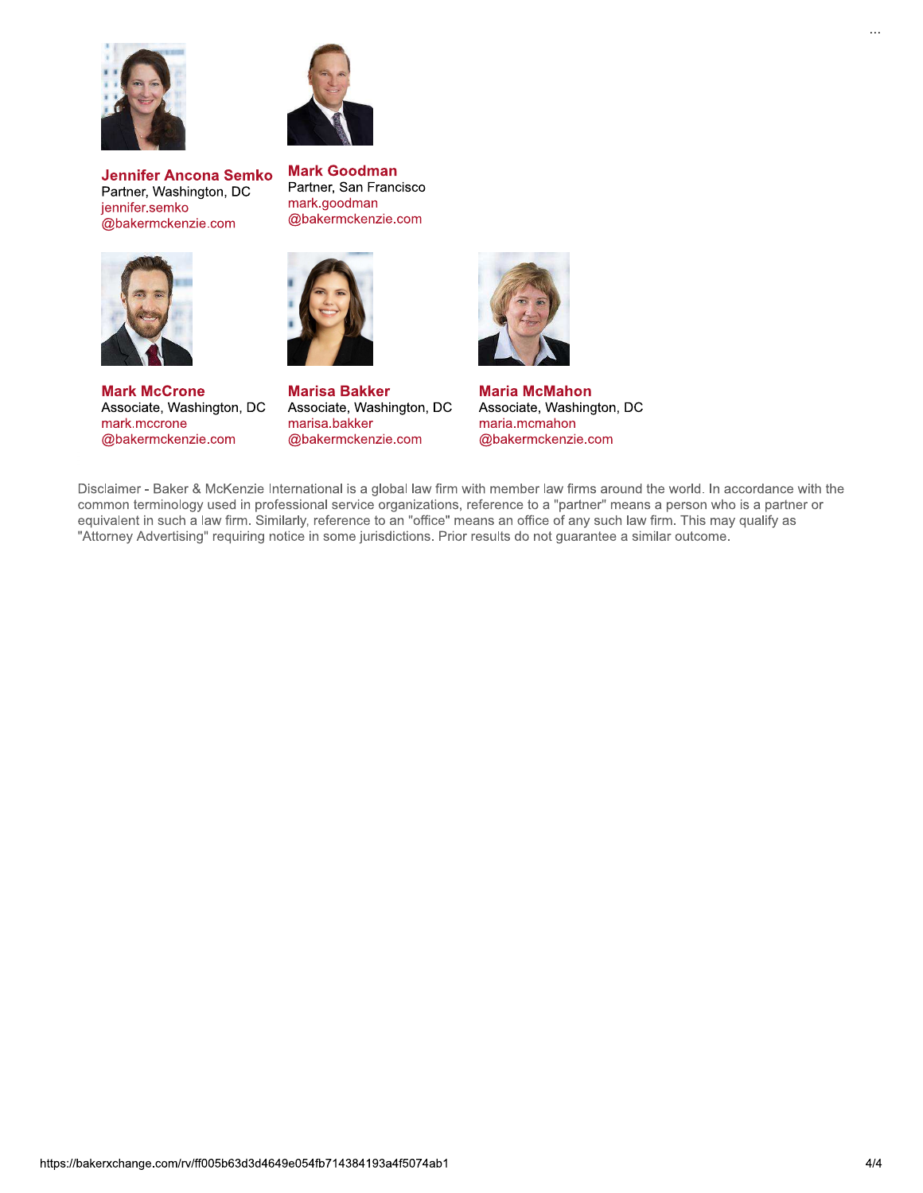**Jennifer Ancona Semko**
Partner, Washington, DC
jennifer.semko
@bakermckenzie.com

**Mark Goodman**
Partner, San Francisco
mark.goodman
@bakermckenzie.com

**Mark McCrone**
Associate, Washington, DC
mark.mccrone
@bakermckenzie.com

**Marisa Bakker**
Associate, Washington, DC
marisa.bakker
@bakermckenzie.com

**Maria McMahon**
Associate, Washington, DC
maria.mcmahon
@bakermckenzie.com

Disclaimer - Baker & McKenzie International is a global law firm with member law firms around the world. In accordance with the common terminology used in professional service organizations, reference to a "partner" means a person who is a partner or equivalent in such a law firm. Similarly, reference to an "office" means an office of any such law firm. This may qualify as "Attorney Advertising" requiring notice in some jurisdictions. Prior results do not guarantee a similar outcome.